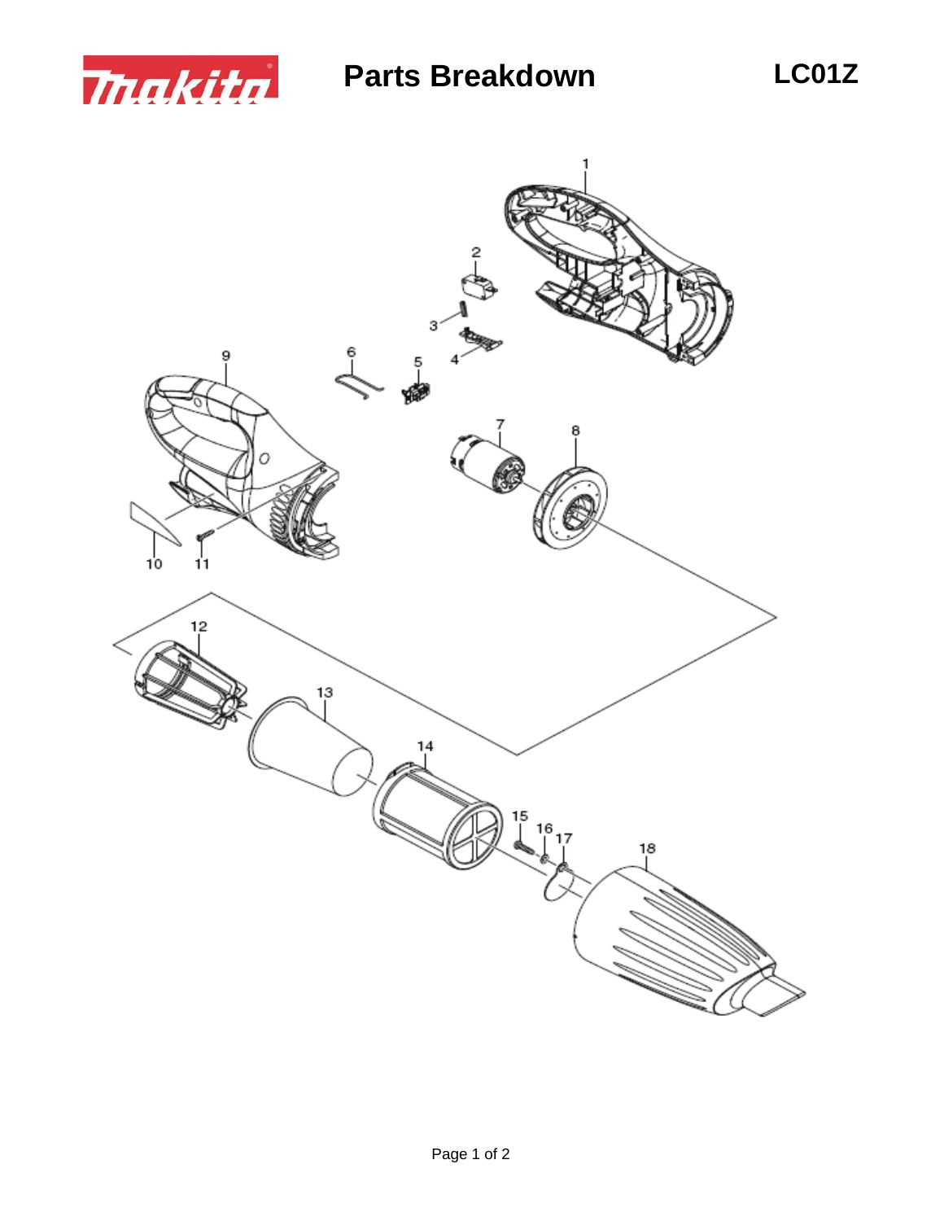# Parts Breakdown

**LC01Z**

1

2

3

4

5

6

7

8

9

10

11

12

13

14

15

16

17

18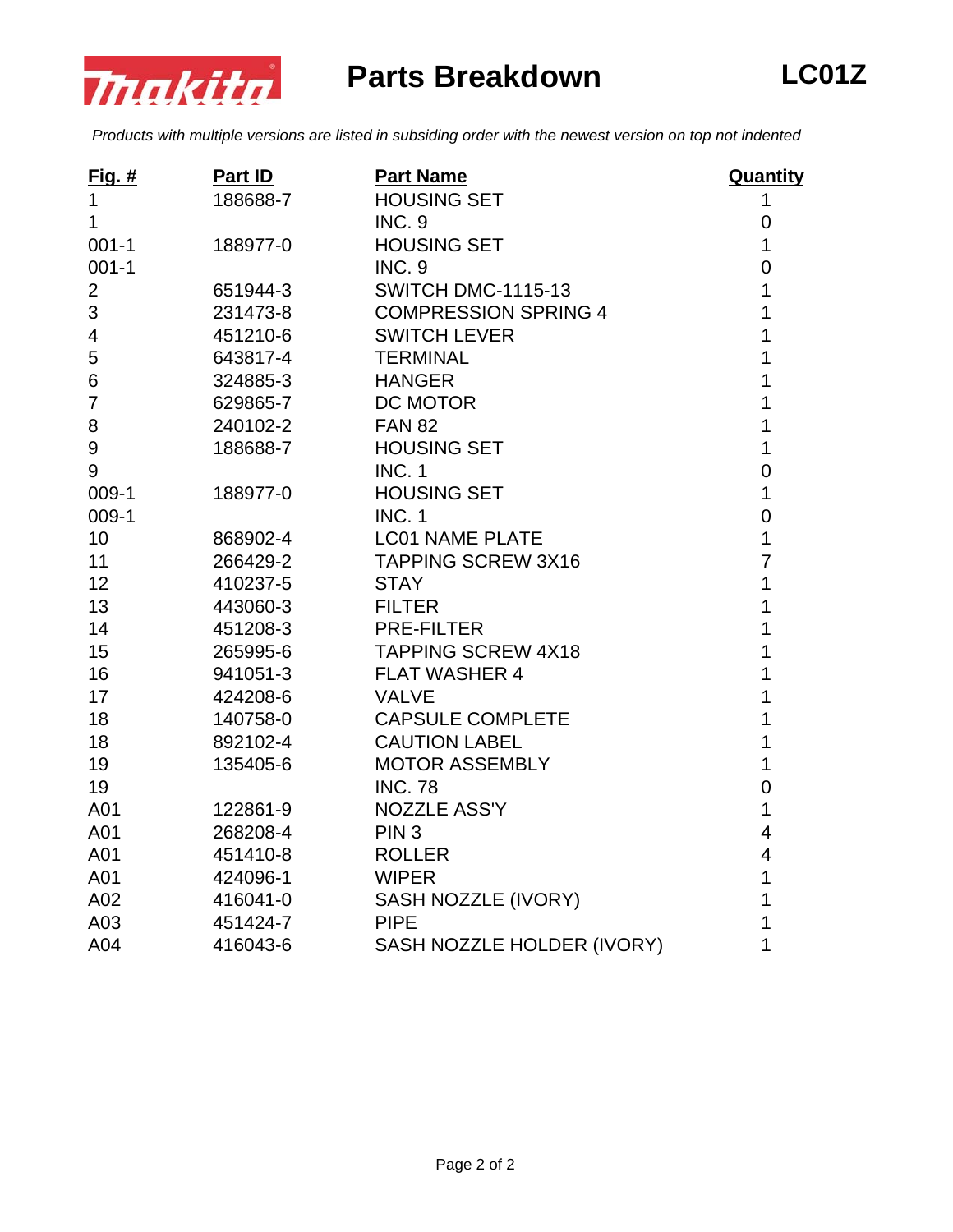# Parts Breakdown

**LC01Z**

*Products with multiple versions are listed in subsiding order with the newest version on top not indented*

| Fig. # | Part ID | Part Name | Quantity |
|---|---|---|---|
| 1 | 188688-7 | HOUSING SET | 1 |
| 1 | | INC. 9 | 0 |
| 001-1 | 188977-0 | HOUSING SET | 1 |
| 001-1 | | INC. 9 | 0 |
| 2 | 651944-3 | SWITCH DMC-1115-13 | 1 |
| 3 | 231473-8 | COMPRESSION SPRING 4 | 1 |
| 4 | 451210-6 | SWITCH LEVER | 1 |
| 5 | 643817-4 | TERMINAL | 1 |
| 6 | 324885-3 | HANGER | 1 |
| 7 | 629865-7 | DC MOTOR | 1 |
| 8 | 240102-2 | FAN 82 | 1 |
| 9 | 188688-7 | HOUSING SET | 1 |
| 9 | | INC. 1 | 0 |
| 009-1 | 188977-0 | HOUSING SET | 1 |
| 009-1 | | INC. 1 | 0 |
| 10 | 868902-4 | LC01 NAME PLATE | 1 |
| 11 | 266429-2 | TAPPING SCREW 3X16 | 7 |
| 12 | 410237-5 | STAY | 1 |
| 13 | 443060-3 | FILTER | 1 |
| 14 | 451208-3 | PRE-FILTER | 1 |
| 15 | 265995-6 | TAPPING SCREW 4X18 | 1 |
| 16 | 941051-3 | FLAT WASHER 4 | 1 |
| 17 | 424208-6 | VALVE | 1 |
| 18 | 140758-0 | CAPSULE COMPLETE | 1 |
| 18 | 892102-4 | CAUTION LABEL | 1 |
| 19 | 135405-6 | MOTOR ASSEMBLY | 1 |
| 19 | | INC. 78 | 0 |
| A01 | 122861-9 | NOZZLE ASS'Y | 1 |
| A01 | 268208-4 | PIN 3 | 4 |
| A01 | 451410-8 | ROLLER | 4 |
| A01 | 424096-1 | WIPER | 1 |
| A02 | 416041-0 | SASH NOZZLE (IVORY) | 1 |
| A03 | 451424-7 | PIPE | 1 |
| A04 | 416043-6 | SASH NOZZLE HOLDER (IVORY) | 1 |